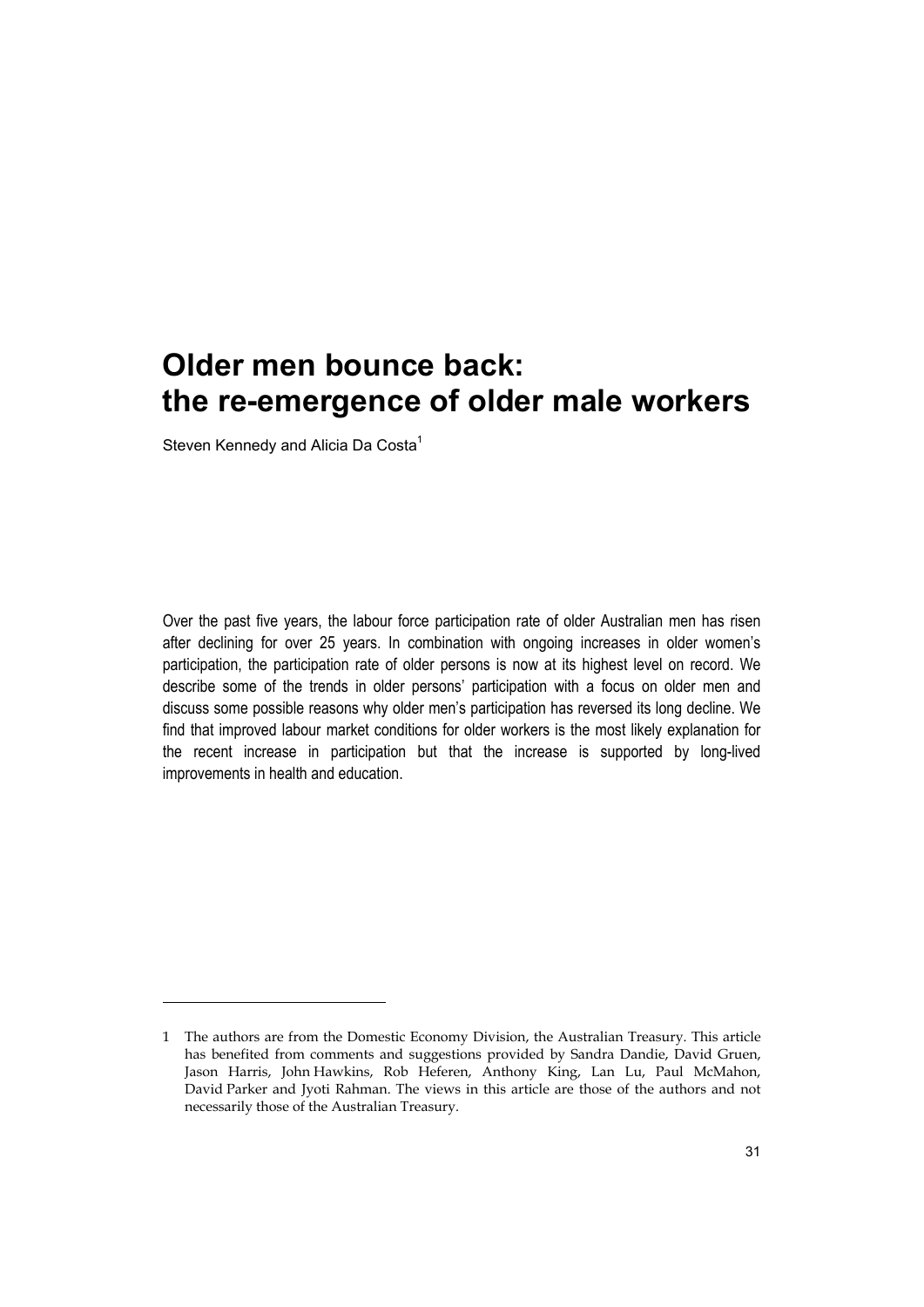# Older men bounce back: the re-emergence of older male workers

Steven Kennedy and Alicia Da Costa[1]

Over the past five years, the labour force participation rate of older Australian men has risen after declining for over 25 years. In combination with ongoing increases in older women's participation, the participation rate of older persons is now at its highest level on record. We describe some of the trends in older persons' participation with a focus on older men and discuss some possible reasons why older men's participation has reversed its long decline. We find that improved labour market conditions for older workers is the most likely explanation for the recent increase in participation but that the increase is supported by long-lived improvements in health and education.

---

1 The authors are from the Domestic Economy Division, the Australian Treasury. This article has benefited from comments and suggestions provided by Sandra Dandie, David Gruen, Jason Harris, John Hawkins, Rob Heferen, Anthony King, Lan Lu, Paul McMahon, David Parker and Jyoti Rahman. The views in this article are those of the authors and not necessarily those of the Australian Treasury.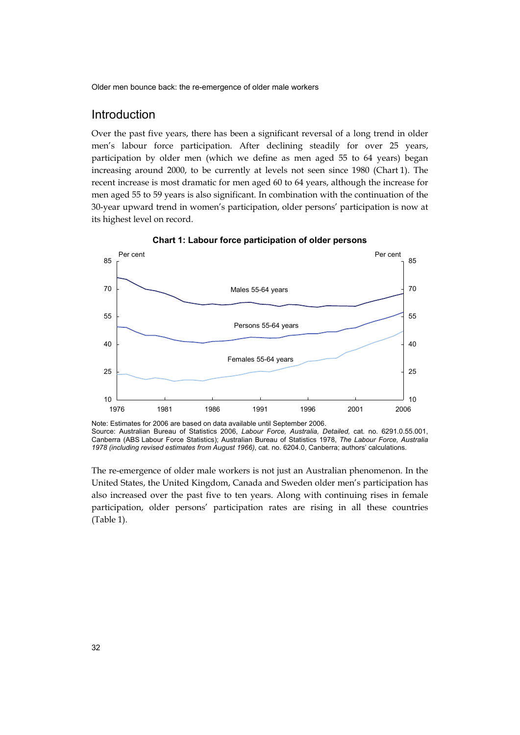## Introduction

Over the past five years, there has been a significant reversal of a long trend in older men's labour force participation. After declining steadily for over 25 years, participation by older men (which we define as men aged 55 to 64 years) began increasing around 2000, to be currently at levels not seen since 1980 (Chart 1). The recent increase is most dramatic for men aged 60 to 64 years, although the increase for men aged 55 to 59 years is also significant. In combination with the continuation of the 30-year upward trend in women's participation, older persons' participation is now at its highest level on record.

**Chart 1: Labour force participation of older persons**

Note: Estimates for 2006 are based on data available until September 2006.
Source: Australian Bureau of Statistics 2006, *Labour Force, Australia, Detailed,* cat. no. 6291.0.55.001, Canberra (ABS Labour Force Statistics); Australian Bureau of Statistics 1978, *The Labour Force, Australia 1978 (including revised estimates from August 1966)*, cat. no. 6204.0, Canberra; authors' calculations.

The re-emergence of older male workers is not just an Australian phenomenon. In the United States, the United Kingdom, Canada and Sweden older men's participation has also increased over the past five to ten years. Along with continuing rises in female participation, older persons' participation rates are rising in all these countries (Table 1).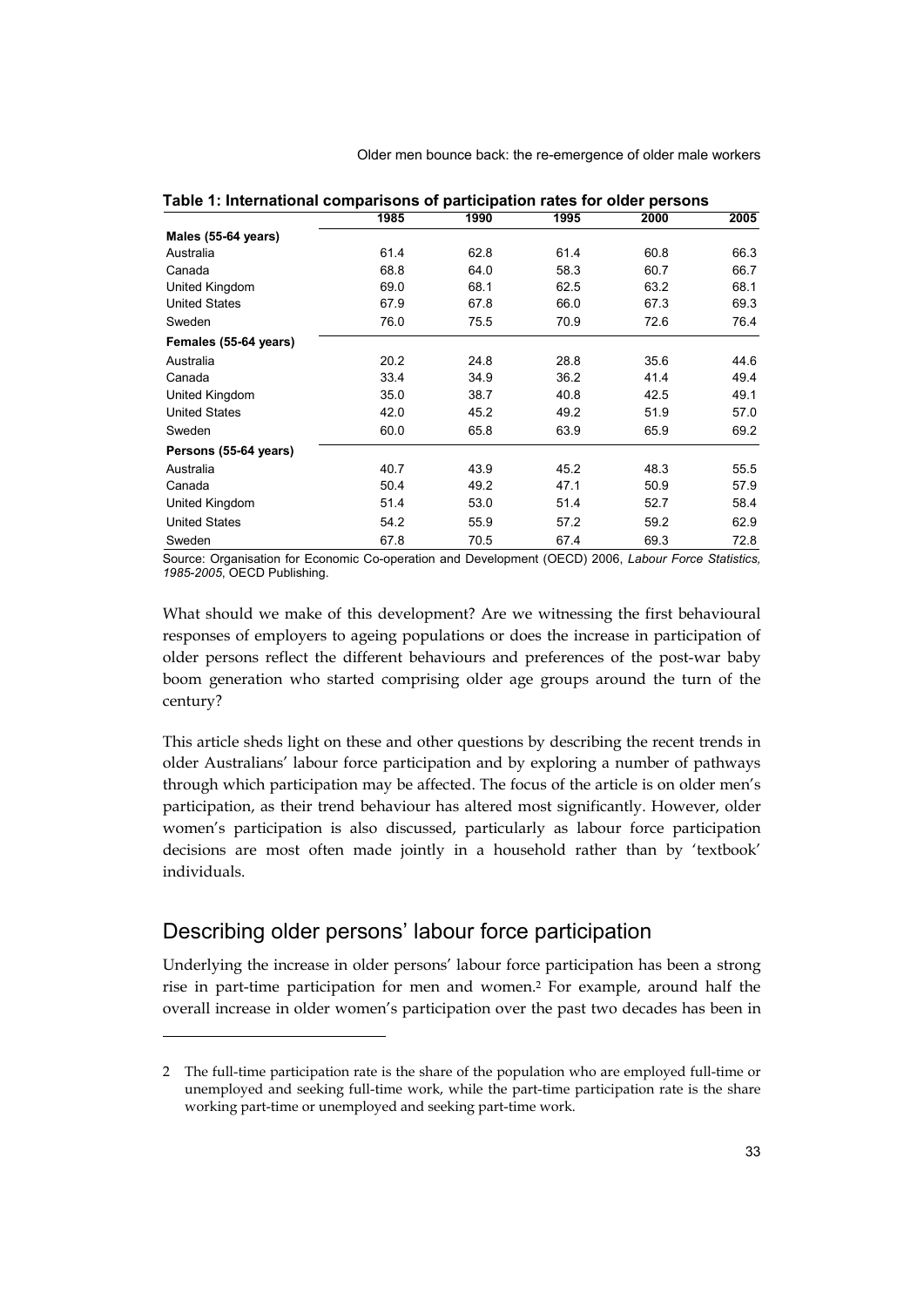**Table 1: International comparisons of participation rates for older persons**

| | 1985 | 1990 | 1995 | 2000 | 2005 |
|---|---|---|---|---|---|
| **Males (55-64 years)** | | | | | |
| Australia | 61.4 | 62.8 | 61.4 | 60.8 | 66.3 |
| Canada | 68.8 | 64.0 | 58.3 | 60.7 | 66.7 |
| United Kingdom | 69.0 | 68.1 | 62.5 | 63.2 | 68.1 |
| United States | 67.9 | 67.8 | 66.0 | 67.3 | 69.3 |
| Sweden | 76.0 | 75.5 | 70.9 | 72.6 | 76.4 |
| **Females (55-64 years)** | | | | | |
| Australia | 20.2 | 24.8 | 28.8 | 35.6 | 44.6 |
| Canada | 33.4 | 34.9 | 36.2 | 41.4 | 49.4 |
| United Kingdom | 35.0 | 38.7 | 40.8 | 42.5 | 49.1 |
| United States | 42.0 | 45.2 | 49.2 | 51.9 | 57.0 |
| Sweden | 60.0 | 65.8 | 63.9 | 65.9 | 69.2 |
| **Persons (55-64 years)** | | | | | |
| Australia | 40.7 | 43.9 | 45.2 | 48.3 | 55.5 |
| Canada | 50.4 | 49.2 | 47.1 | 50.9 | 57.9 |
| United Kingdom | 51.4 | 53.0 | 51.4 | 52.7 | 58.4 |
| United States | 54.2 | 55.9 | 57.2 | 59.2 | 62.9 |
| Sweden | 67.8 | 70.5 | 67.4 | 69.3 | 72.8 |

Source: Organisation for Economic Co-operation and Development (OECD) 2006, *Labour Force Statistics, 1985-2005*, OECD Publishing.

What should we make of this development? Are we witnessing the first behavioural responses of employers to ageing populations or does the increase in participation of older persons reflect the different behaviours and preferences of the post-war baby boom generation who started comprising older age groups around the turn of the century?

This article sheds light on these and other questions by describing the recent trends in older Australians' labour force participation and by exploring a number of pathways through which participation may be affected. The focus of the article is on older men's participation, as their trend behaviour has altered most significantly. However, older women's participation is also discussed, particularly as labour force participation decisions are most often made jointly in a household rather than by 'textbook' individuals.

## Describing older persons' labour force participation

Underlying the increase in older persons' labour force participation has been a strong rise in part-time participation for men and women.[2] For example, around half the overall increase in older women's participation over the past two decades has been in

2 The full-time participation rate is the share of the population who are employed full-time or unemployed and seeking full-time work, while the part-time participation rate is the share working part-time or unemployed and seeking part-time work.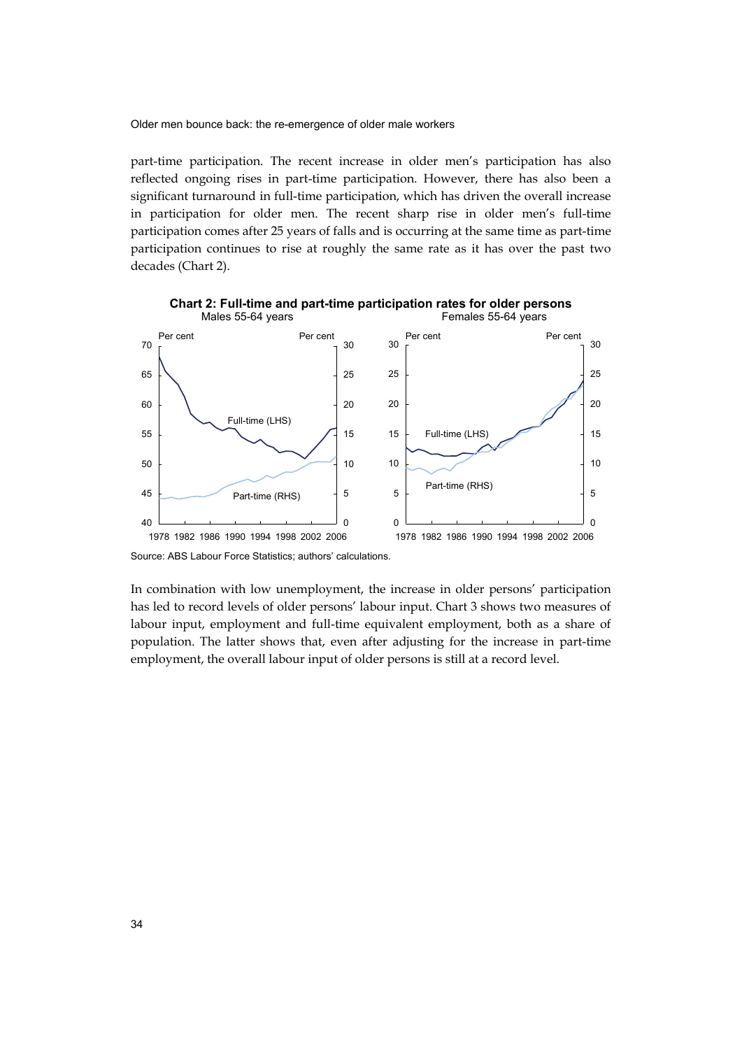part-time participation. The recent increase in older men's participation has also reflected ongoing rises in part-time participation. However, there has also been a significant turnaround in full-time participation, which has driven the overall increase in participation for older men. The recent sharp rise in older men's full-time participation comes after 25 years of falls and is occurring at the same time as part-time participation continues to rise at roughly the same rate as it has over the past two decades (Chart 2).

**Chart 2: Full-time and part-time participation rates for older persons**

Source: ABS Labour Force Statistics; authors' calculations.

In combination with low unemployment, the increase in older persons' participation has led to record levels of older persons' labour input. Chart 3 shows two measures of labour input, employment and full-time equivalent employment, both as a share of population. The latter shows that, even after adjusting for the increase in part-time employment, the overall labour input of older persons is still at a record level.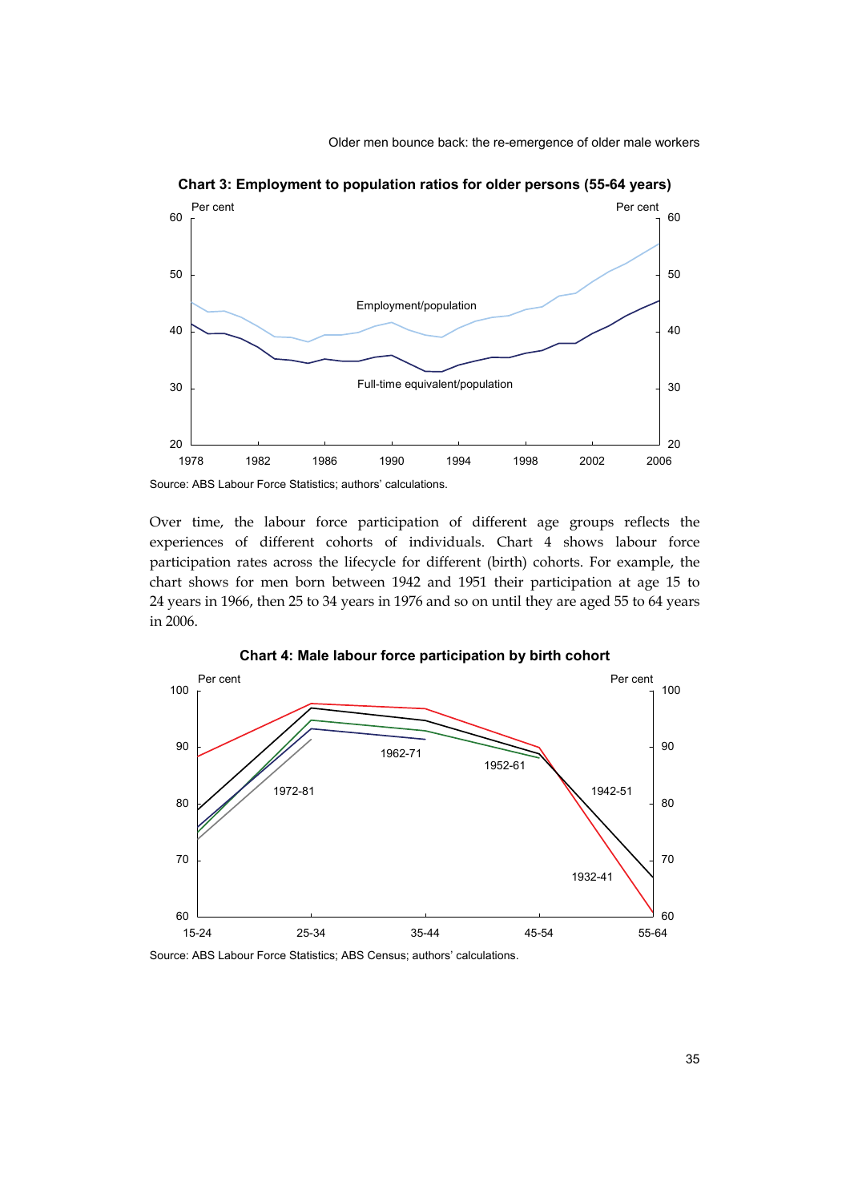**Chart 3: Employment to population ratios for older persons (55-64 years)**

Source: ABS Labour Force Statistics; authors' calculations.

Over time, the labour force participation of different age groups reflects the experiences of different cohorts of individuals. Chart 4 shows labour force participation rates across the lifecycle for different (birth) cohorts. For example, the chart shows for men born between 1942 and 1951 their participation at age 15 to 24 years in 1966, then 25 to 34 years in 1976 and so on until they are aged 55 to 64 years in 2006.

**Chart 4: Male labour force participation by birth cohort**

Source: ABS Labour Force Statistics; ABS Census; authors' calculations.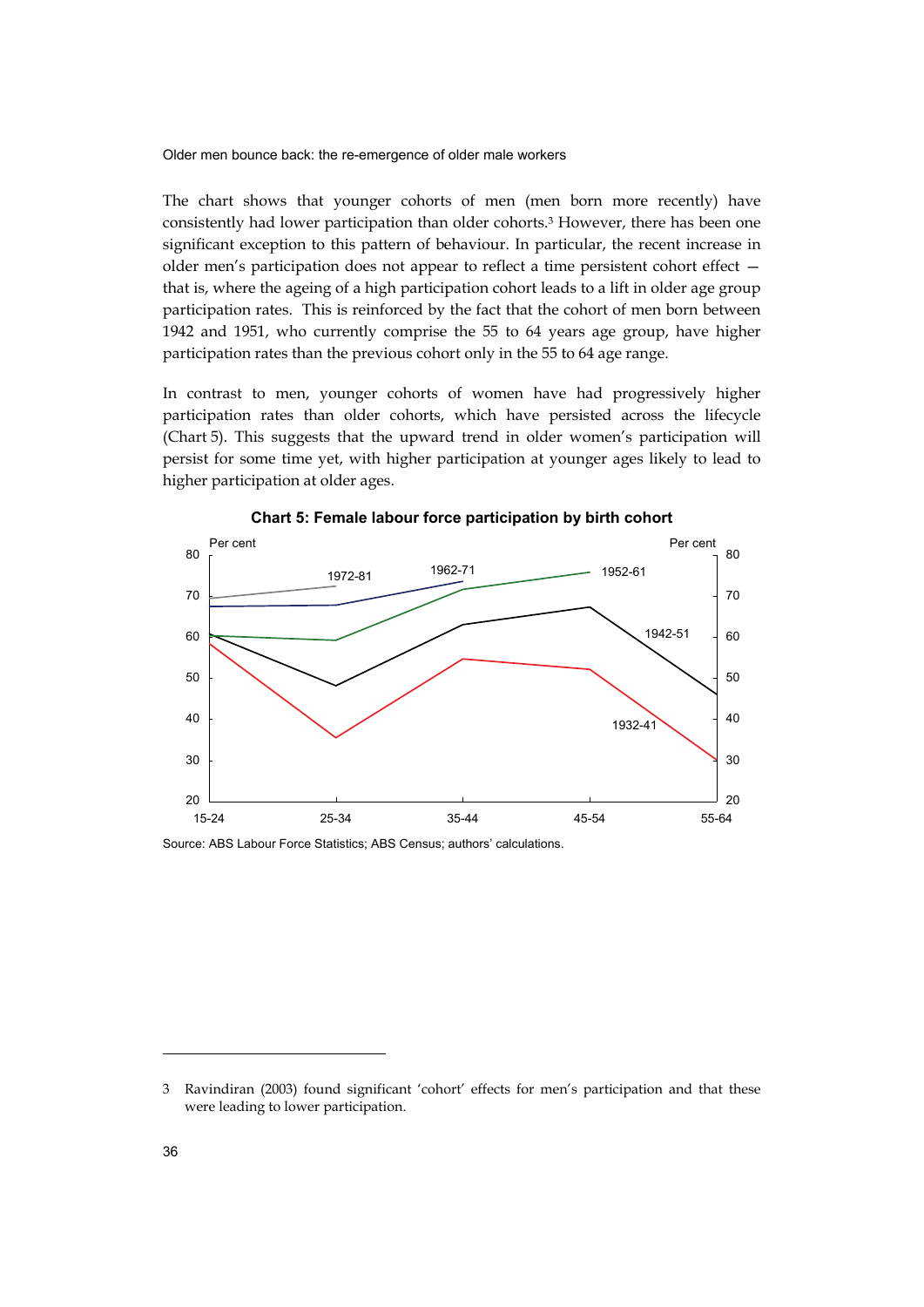The chart shows that younger cohorts of men (men born more recently) have consistently had lower participation than older cohorts.[3] However, there has been one significant exception to this pattern of behaviour. In particular, the recent increase in older men's participation does not appear to reflect a time persistent cohort effect — that is, where the ageing of a high participation cohort leads to a lift in older age group participation rates. This is reinforced by the fact that the cohort of men born between 1942 and 1951, who currently comprise the 55 to 64 years age group, have higher participation rates than the previous cohort only in the 55 to 64 age range.

In contrast to men, younger cohorts of women have had progressively higher participation rates than older cohorts, which have persisted across the lifecycle (Chart 5). This suggests that the upward trend in older women's participation will persist for some time yet, with higher participation at younger ages likely to lead to higher participation at older ages.

**Chart 5: Female labour force participation by birth cohort**

Source: ABS Labour Force Statistics; ABS Census; authors' calculations.

---

3 Ravindiran (2003) found significant 'cohort' effects for men's participation and that these were leading to lower participation.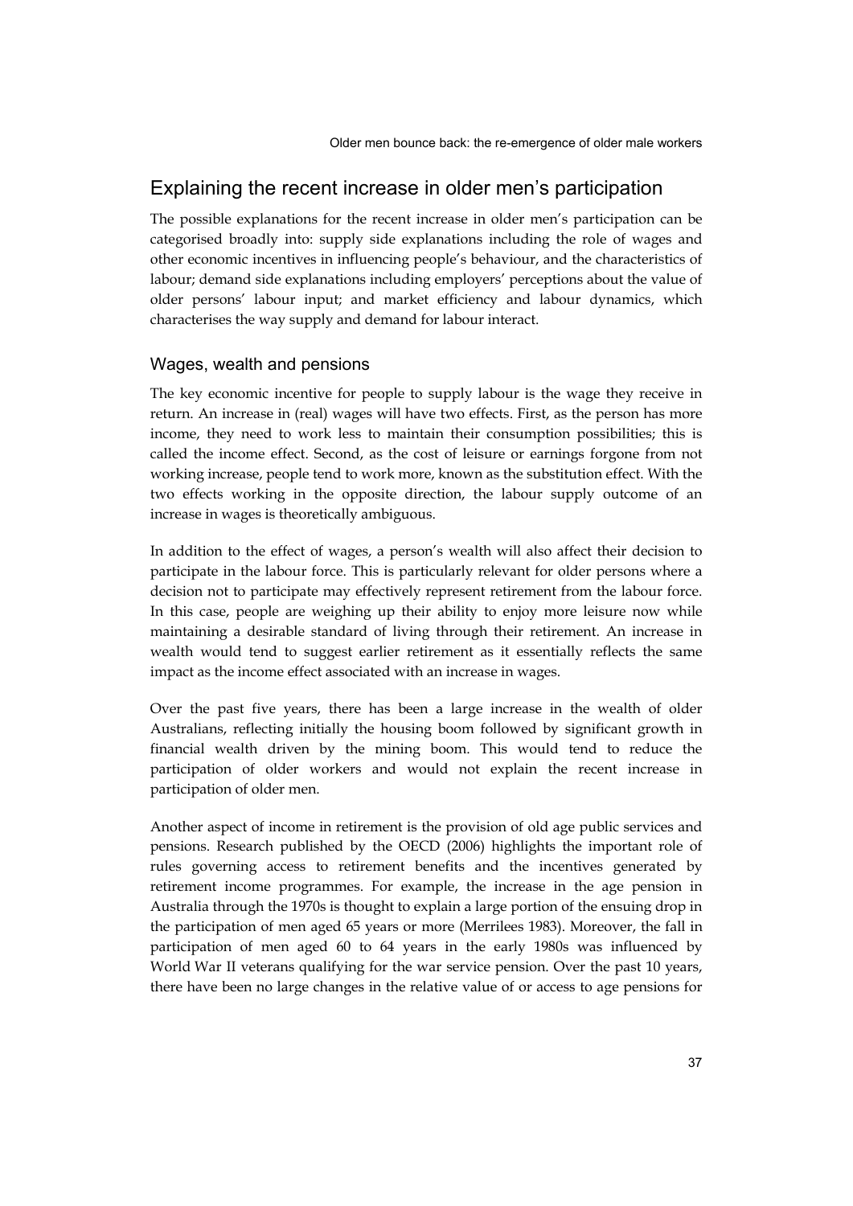## Explaining the recent increase in older men's participation

The possible explanations for the recent increase in older men's participation can be categorised broadly into: supply side explanations including the role of wages and other economic incentives in influencing people's behaviour, and the characteristics of labour; demand side explanations including employers' perceptions about the value of older persons' labour input; and market efficiency and labour dynamics, which characterises the way supply and demand for labour interact.

### Wages, wealth and pensions

The key economic incentive for people to supply labour is the wage they receive in return. An increase in (real) wages will have two effects. First, as the person has more income, they need to work less to maintain their consumption possibilities; this is called the income effect. Second, as the cost of leisure or earnings forgone from not working increase, people tend to work more, known as the substitution effect. With the two effects working in the opposite direction, the labour supply outcome of an increase in wages is theoretically ambiguous.

In addition to the effect of wages, a person's wealth will also affect their decision to participate in the labour force. This is particularly relevant for older persons where a decision not to participate may effectively represent retirement from the labour force. In this case, people are weighing up their ability to enjoy more leisure now while maintaining a desirable standard of living through their retirement. An increase in wealth would tend to suggest earlier retirement as it essentially reflects the same impact as the income effect associated with an increase in wages.

Over the past five years, there has been a large increase in the wealth of older Australians, reflecting initially the housing boom followed by significant growth in financial wealth driven by the mining boom. This would tend to reduce the participation of older workers and would not explain the recent increase in participation of older men.

Another aspect of income in retirement is the provision of old age public services and pensions. Research published by the OECD (2006) highlights the important role of rules governing access to retirement benefits and the incentives generated by retirement income programmes. For example, the increase in the age pension in Australia through the 1970s is thought to explain a large portion of the ensuing drop in the participation of men aged 65 years or more (Merrilees 1983). Moreover, the fall in participation of men aged 60 to 64 years in the early 1980s was influenced by World War II veterans qualifying for the war service pension. Over the past 10 years, there have been no large changes in the relative value of or access to age pensions for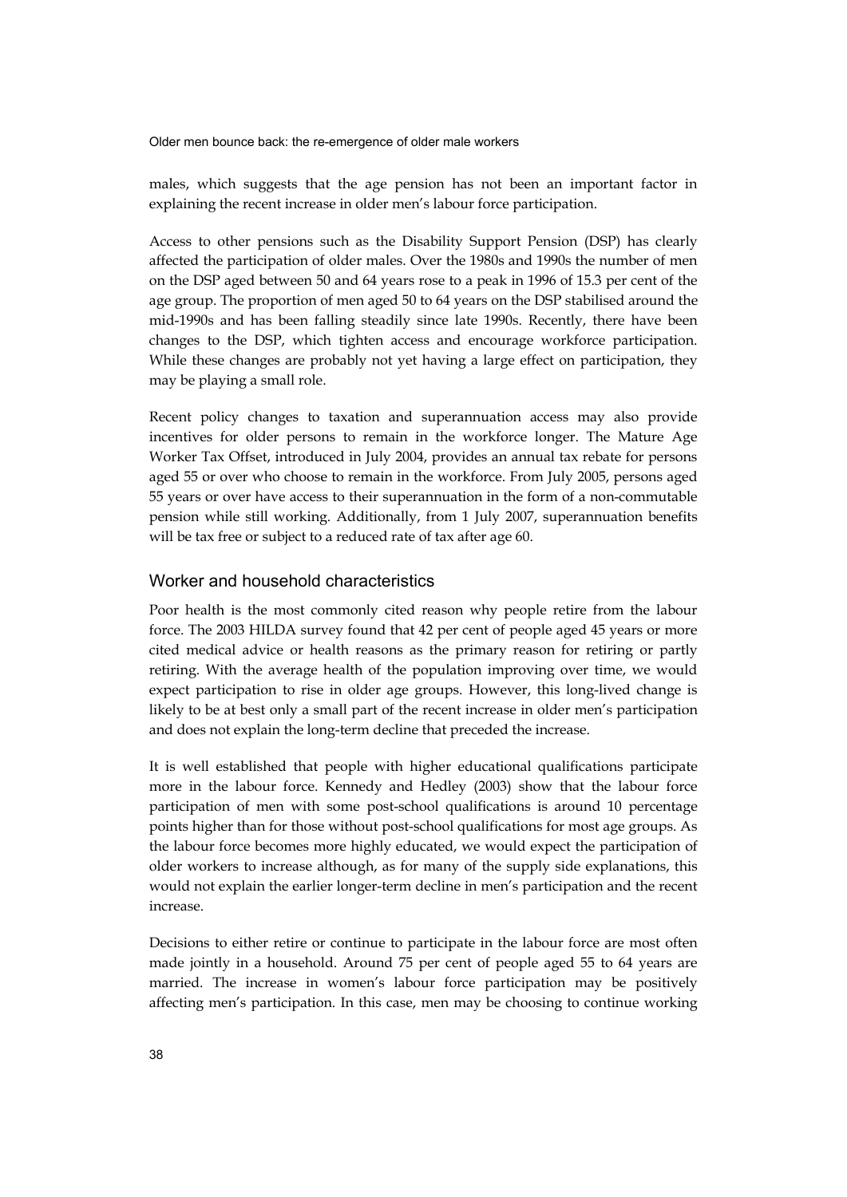males, which suggests that the age pension has not been an important factor in explaining the recent increase in older men's labour force participation.

Access to other pensions such as the Disability Support Pension (DSP) has clearly affected the participation of older males. Over the 1980s and 1990s the number of men on the DSP aged between 50 and 64 years rose to a peak in 1996 of 15.3 per cent of the age group. The proportion of men aged 50 to 64 years on the DSP stabilised around the mid-1990s and has been falling steadily since late 1990s. Recently, there have been changes to the DSP, which tighten access and encourage workforce participation. While these changes are probably not yet having a large effect on participation, they may be playing a small role.

Recent policy changes to taxation and superannuation access may also provide incentives for older persons to remain in the workforce longer. The Mature Age Worker Tax Offset, introduced in July 2004, provides an annual tax rebate for persons aged 55 or over who choose to remain in the workforce. From July 2005, persons aged 55 years or over have access to their superannuation in the form of a non-commutable pension while still working. Additionally, from 1 July 2007, superannuation benefits will be tax free or subject to a reduced rate of tax after age 60.

## Worker and household characteristics

Poor health is the most commonly cited reason why people retire from the labour force. The 2003 HILDA survey found that 42 per cent of people aged 45 years or more cited medical advice or health reasons as the primary reason for retiring or partly retiring. With the average health of the population improving over time, we would expect participation to rise in older age groups. However, this long-lived change is likely to be at best only a small part of the recent increase in older men's participation and does not explain the long-term decline that preceded the increase.

It is well established that people with higher educational qualifications participate more in the labour force. Kennedy and Hedley (2003) show that the labour force participation of men with some post-school qualifications is around 10 percentage points higher than for those without post-school qualifications for most age groups. As the labour force becomes more highly educated, we would expect the participation of older workers to increase although, as for many of the supply side explanations, this would not explain the earlier longer-term decline in men's participation and the recent increase.

Decisions to either retire or continue to participate in the labour force are most often made jointly in a household. Around 75 per cent of people aged 55 to 64 years are married. The increase in women's labour force participation may be positively affecting men's participation. In this case, men may be choosing to continue working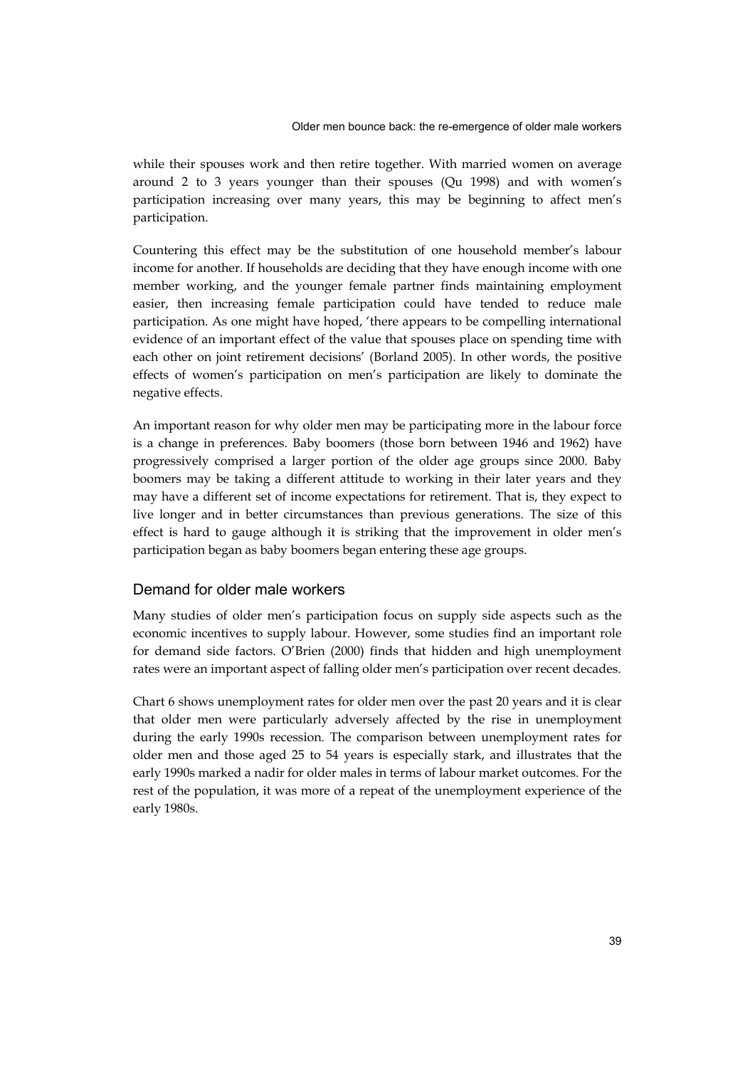while their spouses work and then retire together. With married women on average around 2 to 3 years younger than their spouses (Qu 1998) and with women's participation increasing over many years, this may be beginning to affect men's participation.

Countering this effect may be the substitution of one household member's labour income for another. If households are deciding that they have enough income with one member working, and the younger female partner finds maintaining employment easier, then increasing female participation could have tended to reduce male participation. As one might have hoped, 'there appears to be compelling international evidence of an important effect of the value that spouses place on spending time with each other on joint retirement decisions' (Borland 2005). In other words, the positive effects of women's participation on men's participation are likely to dominate the negative effects.

An important reason for why older men may be participating more in the labour force is a change in preferences. Baby boomers (those born between 1946 and 1962) have progressively comprised a larger portion of the older age groups since 2000. Baby boomers may be taking a different attitude to working in their later years and they may have a different set of income expectations for retirement. That is, they expect to live longer and in better circumstances than previous generations. The size of this effect is hard to gauge although it is striking that the improvement in older men's participation began as baby boomers began entering these age groups.

## Demand for older male workers

Many studies of older men's participation focus on supply side aspects such as the economic incentives to supply labour. However, some studies find an important role for demand side factors. O'Brien (2000) finds that hidden and high unemployment rates were an important aspect of falling older men's participation over recent decades.

Chart 6 shows unemployment rates for older men over the past 20 years and it is clear that older men were particularly adversely affected by the rise in unemployment during the early 1990s recession. The comparison between unemployment rates for older men and those aged 25 to 54 years is especially stark, and illustrates that the early 1990s marked a nadir for older males in terms of labour market outcomes. For the rest of the population, it was more of a repeat of the unemployment experience of the early 1980s.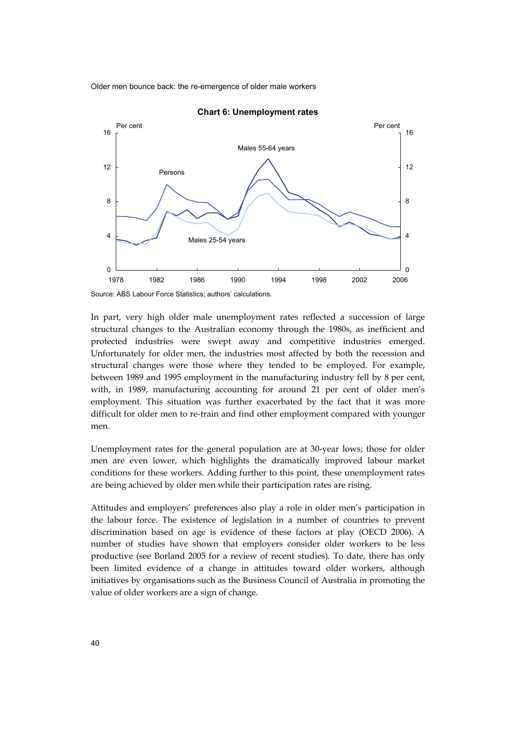**Chart 6: Unemployment rates**

Source: ABS Labour Force Statistics; authors' calculations.

In part, very high older male unemployment rates reflected a succession of large structural changes to the Australian economy through the 1980s, as inefficient and protected industries were swept away and competitive industries emerged. Unfortunately for older men, the industries most affected by both the recession and structural changes were those where they tended to be employed. For example, between 1989 and 1995 employment in the manufacturing industry fell by 8 per cent, with, in 1989, manufacturing accounting for around 21 per cent of older men's employment. This situation was further exacerbated by the fact that it was more difficult for older men to re-train and find other employment compared with younger men.

Unemployment rates for the general population are at 30-year lows; those for older men are even lower, which highlights the dramatically improved labour market conditions for these workers. Adding further to this point, these unemployment rates are being achieved by older men while their participation rates are rising.

Attitudes and employers' preferences also play a role in older men's participation in the labour force. The existence of legislation in a number of countries to prevent discrimination based on age is evidence of these factors at play (OECD 2006). A number of studies have shown that employers consider older workers to be less productive (see Borland 2005 for a review of recent studies). To date, there has only been limited evidence of a change in attitudes toward older workers, although initiatives by organisations such as the Business Council of Australia in promoting the value of older workers are a sign of change.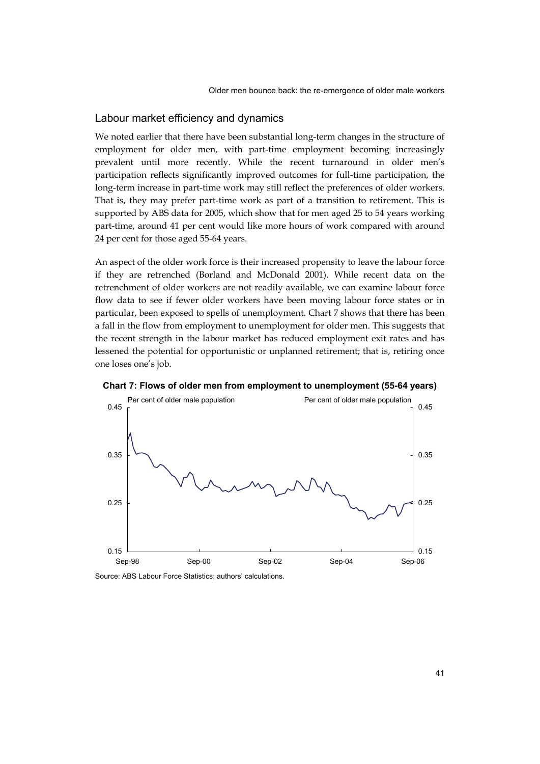## Labour market efficiency and dynamics

We noted earlier that there have been substantial long-term changes in the structure of employment for older men, with part-time employment becoming increasingly prevalent until more recently. While the recent turnaround in older men's participation reflects significantly improved outcomes for full-time participation, the long-term increase in part-time work may still reflect the preferences of older workers. That is, they may prefer part-time work as part of a transition to retirement. This is supported by ABS data for 2005, which show that for men aged 25 to 54 years working part-time, around 41 per cent would like more hours of work compared with around 24 per cent for those aged 55-64 years.

An aspect of the older work force is their increased propensity to leave the labour force if they are retrenched (Borland and McDonald 2001). While recent data on the retrenchment of older workers are not readily available, we can examine labour force flow data to see if fewer older workers have been moving labour force states or in particular, been exposed to spells of unemployment. Chart 7 shows that there has been a fall in the flow from employment to unemployment for older men. This suggests that the recent strength in the labour market has reduced employment exit rates and has lessened the potential for opportunistic or unplanned retirement; that is, retiring once one loses one's job.

**Chart 7: Flows of older men from employment to unemployment (55-64 years)**

Source: ABS Labour Force Statistics; authors' calculations.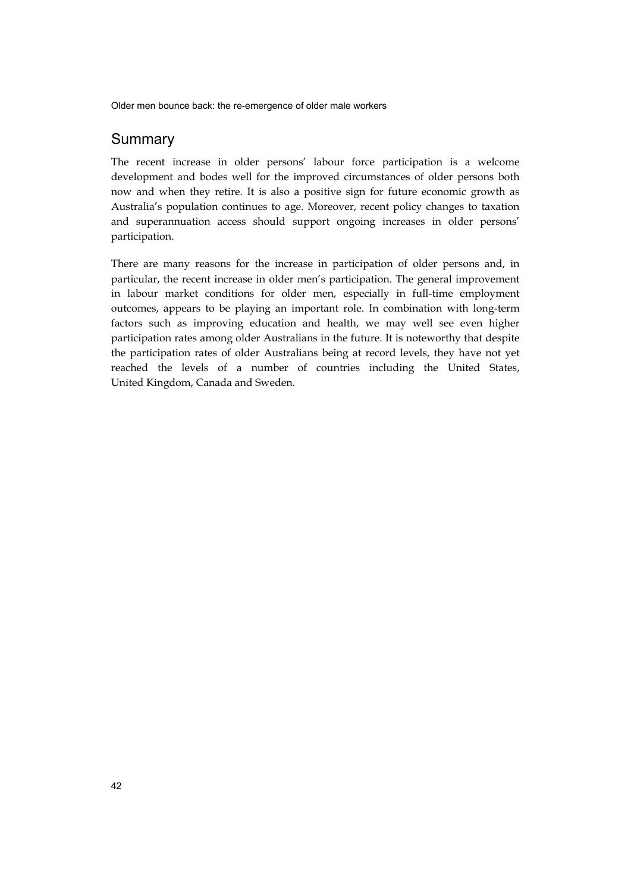## Summary

The recent increase in older persons' labour force participation is a welcome development and bodes well for the improved circumstances of older persons both now and when they retire. It is also a positive sign for future economic growth as Australia's population continues to age. Moreover, recent policy changes to taxation and superannuation access should support ongoing increases in older persons' participation.

There are many reasons for the increase in participation of older persons and, in particular, the recent increase in older men's participation. The general improvement in labour market conditions for older men, especially in full-time employment outcomes, appears to be playing an important role. In combination with long-term factors such as improving education and health, we may well see even higher participation rates among older Australians in the future. It is noteworthy that despite the participation rates of older Australians being at record levels, they have not yet reached the levels of a number of countries including the United States, United Kingdom, Canada and Sweden.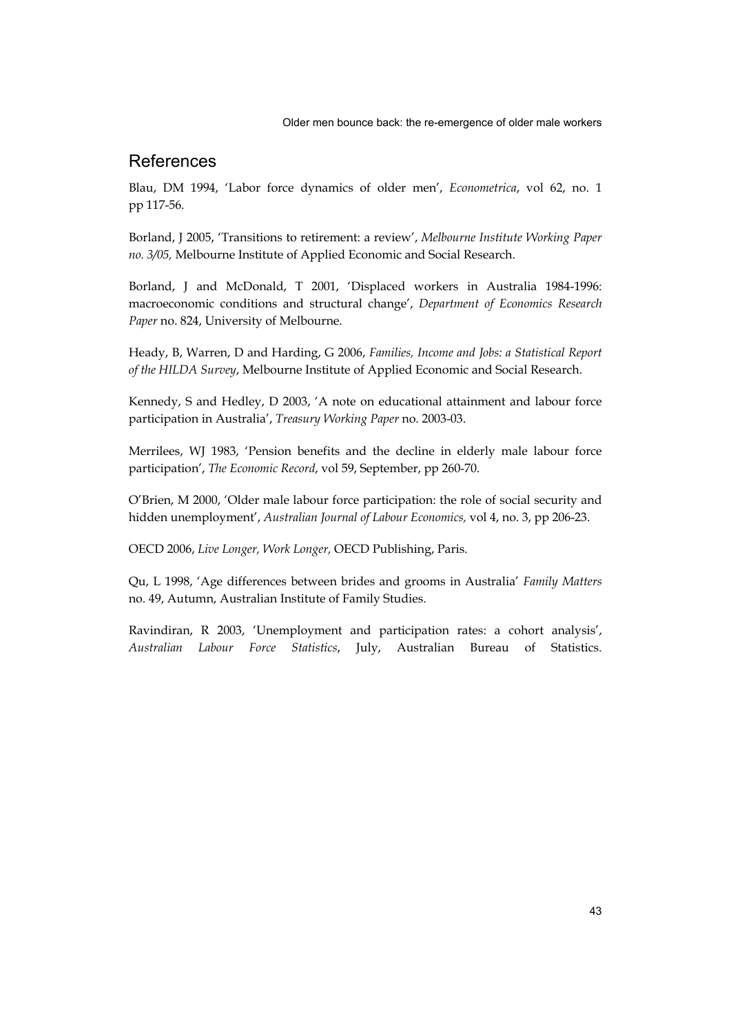## References

Blau, DM 1994, 'Labor force dynamics of older men', *Econometrica*, vol 62, no. 1 pp 117-56.

Borland, J 2005, 'Transitions to retirement: a review', *Melbourne Institute Working Paper no. 3/05,* Melbourne Institute of Applied Economic and Social Research.

Borland, J and McDonald, T 2001, 'Displaced workers in Australia 1984-1996: macroeconomic conditions and structural change', *Department of Economics Research Paper* no. 824, University of Melbourne.

Heady, B, Warren, D and Harding, G 2006, *Families, Income and Jobs: a Statistical Report of the HILDA Survey*, Melbourne Institute of Applied Economic and Social Research.

Kennedy, S and Hedley, D 2003, 'A note on educational attainment and labour force participation in Australia', *Treasury Working Paper* no. 2003-03.

Merrilees, WJ 1983, 'Pension benefits and the decline in elderly male labour force participation', *The Economic Record*, vol 59, September, pp 260-70.

O'Brien, M 2000, 'Older male labour force participation: the role of social security and hidden unemployment', *Australian Journal of Labour Economics,* vol 4, no. 3, pp 206-23.

OECD 2006, *Live Longer, Work Longer,* OECD Publishing, Paris.

Qu, L 1998, 'Age differences between brides and grooms in Australia' *Family Matters* no. 49, Autumn, Australian Institute of Family Studies.

Ravindiran, R 2003, 'Unemployment and participation rates: a cohort analysis', *Australian Labour Force Statistics*, July, Australian Bureau of Statistics.